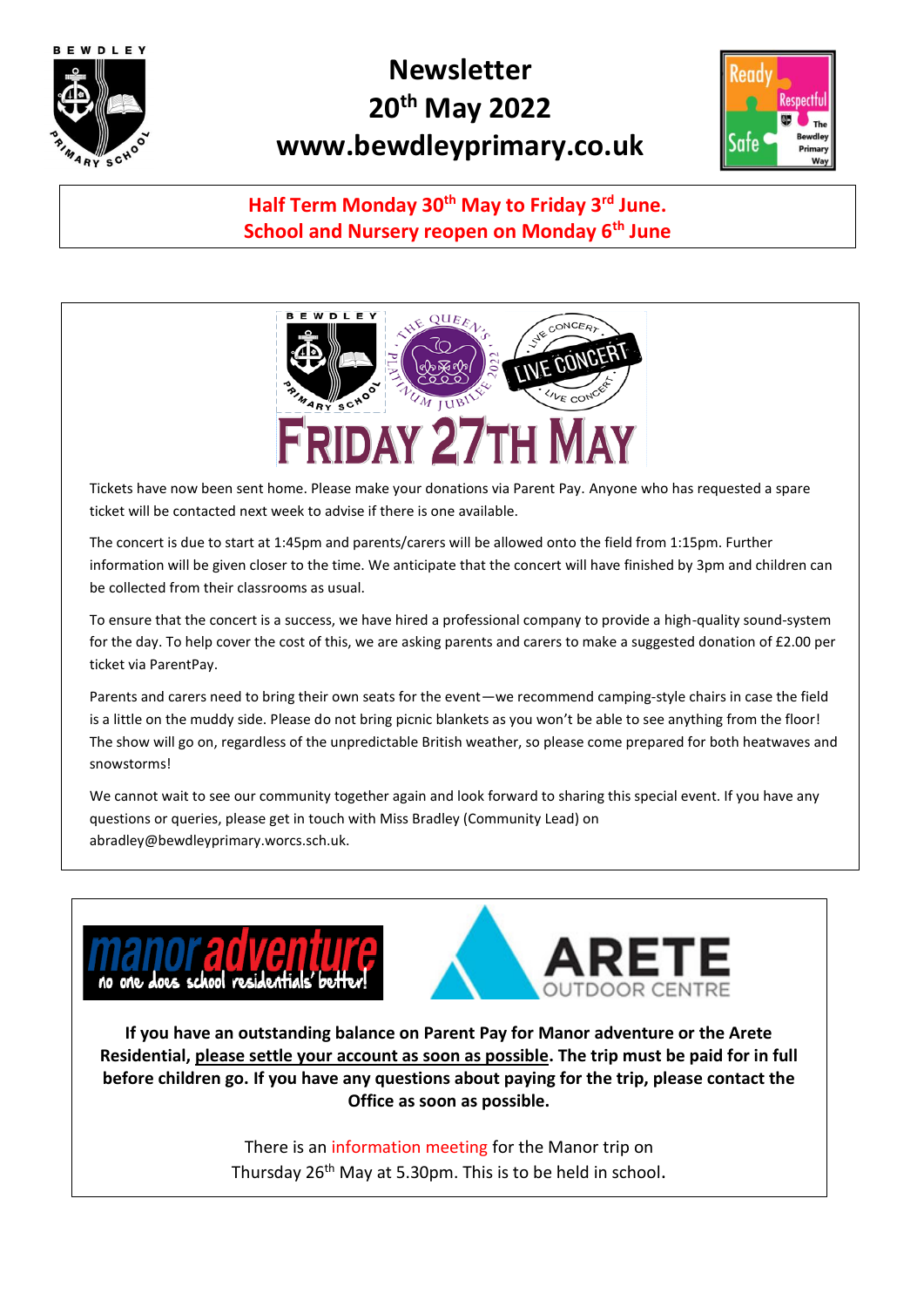# Newsletter
## 20th May 2022
## www.bewdleyprimary.co.uk

**Half Term Monday 30th May to Friday 3rd June.**
**School and Nursery reopen on Monday 6th June**

# FRIDAY 27TH MAY

Tickets have now been sent home. Please make your donations via Parent Pay. Anyone who has requested a spare ticket will be contacted next week to advise if there is one available.

The concert is due to start at 1:45pm and parents/carers will be allowed onto the field from 1:15pm. Further information will be given closer to the time. We anticipate that the concert will have finished by 3pm and children can be collected from their classrooms as usual.

To ensure that the concert is a success, we have hired a professional company to provide a high-quality sound-system for the day. To help cover the cost of this, we are asking parents and carers to make a suggested donation of £2.00 per ticket via ParentPay.

Parents and carers need to bring their own seats for the event—we recommend camping-style chairs in case the field is a little on the muddy side. Please do not bring picnic blankets as you won't be able to see anything from the floor! The show will go on, regardless of the unpredictable British weather, so please come prepared for both heatwaves and snowstorms!

We cannot wait to see our community together again and look forward to sharing this special event. If you have any questions or queries, please get in touch with Miss Bradley (Community Lead) on abradley@bewdleyprimary.worcs.sch.uk.

**If you have an outstanding balance on Parent Pay for Manor adventure or the Arete Residential, please settle your account as soon as possible. The trip must be paid for in full before children go. If you have any questions about paying for the trip, please contact the Office as soon as possible.**

There is an information meeting for the Manor trip on Thursday 26th May at 5.30pm. This is to be held in school.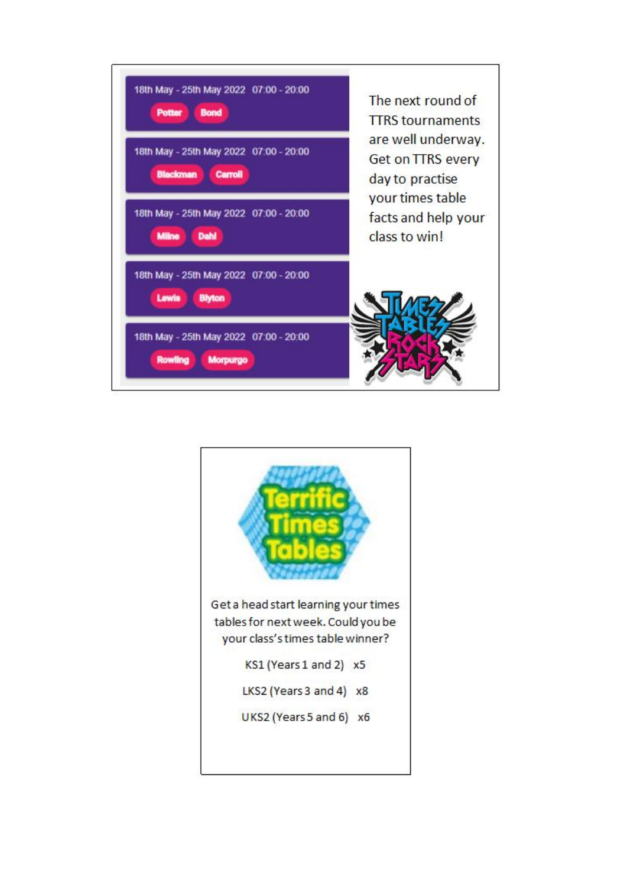18th May - 25th May 2022 07:00 - 20:00
Potter Bond

18th May - 25th May 2022 07:00 - 20:00
Blackman Carroll

18th May - 25th May 2022 07:00 - 20:00
Milne Dahl

18th May - 25th May 2022 07:00 - 20:00
Lewis Blyton

18th May - 25th May 2022 07:00 - 20:00
Rowling Morpurgo

The next round of TTRS tournaments are well underway. Get on TTRS every day to practise your times table facts and help your class to win!

Times Tables Rock Stars

## Terrific Times Tables

Get a head start learning your times tables for next week. Could you be your class's times table winner?

KS1 (Years 1 and 2) x5

LKS2 (Years 3 and 4) x8

UKS2 (Years 5 and 6) x6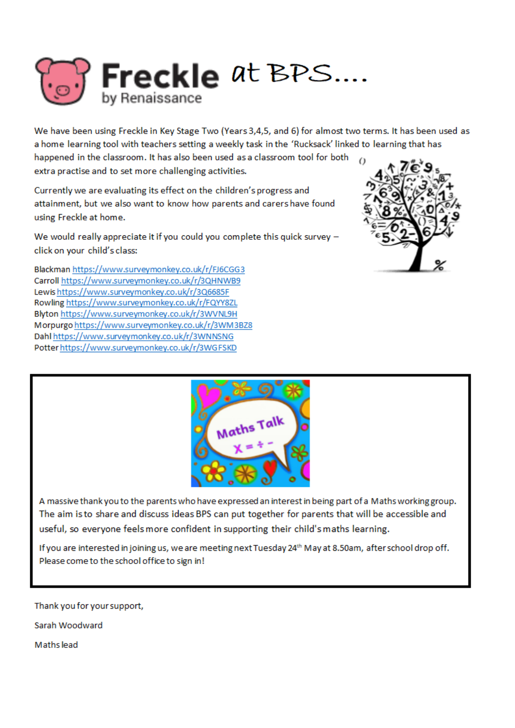# Freckle by Renaissance at BPS….

We have been using Freckle in Key Stage Two (Years 3,4,5, and 6) for almost two terms. It has been used as a home learning tool with teachers setting a weekly task in the 'Rucksack' linked to learning that has happened in the classroom. It has also been used as a classroom tool for both extra practise and to set more challenging activities.

Currently we are evaluating its effect on the children's progress and attainment, but we also want to know how parents and carers have found using Freckle at home.

We would really appreciate it if you could you complete this quick survey – click on your child's class:

Blackman https://www.surveymonkey.co.uk/r/FJ6CGG3
Carroll https://www.surveymonkey.co.uk/r/3QHNWB9
Lewis https://www.surveymonkey.co.uk/r/3Q6685F
Rowling https://www.surveymonkey.co.uk/r/FQYY8ZL
Blyton https://www.surveymonkey.co.uk/r/3WVNL9H
Morpurgo https://www.surveymonkey.co.uk/r/3WM3BZ8
Dahl https://www.surveymonkey.co.uk/r/3WNNSNG
Potter https://www.surveymonkey.co.uk/r/3WGFSKD

---

A massive thank you to the parents who have expressed an interest in being part of a Maths working group. The aim is to share and discuss ideas BPS can put together for parents that will be accessible and useful, so everyone feels more confident in supporting their child's maths learning.

If you are interested in joining us, we are meeting next Tuesday 24th May at 8.50am, after school drop off. Please come to the school office to sign in!

---

Thank you for your support,

Sarah Woodward

Maths lead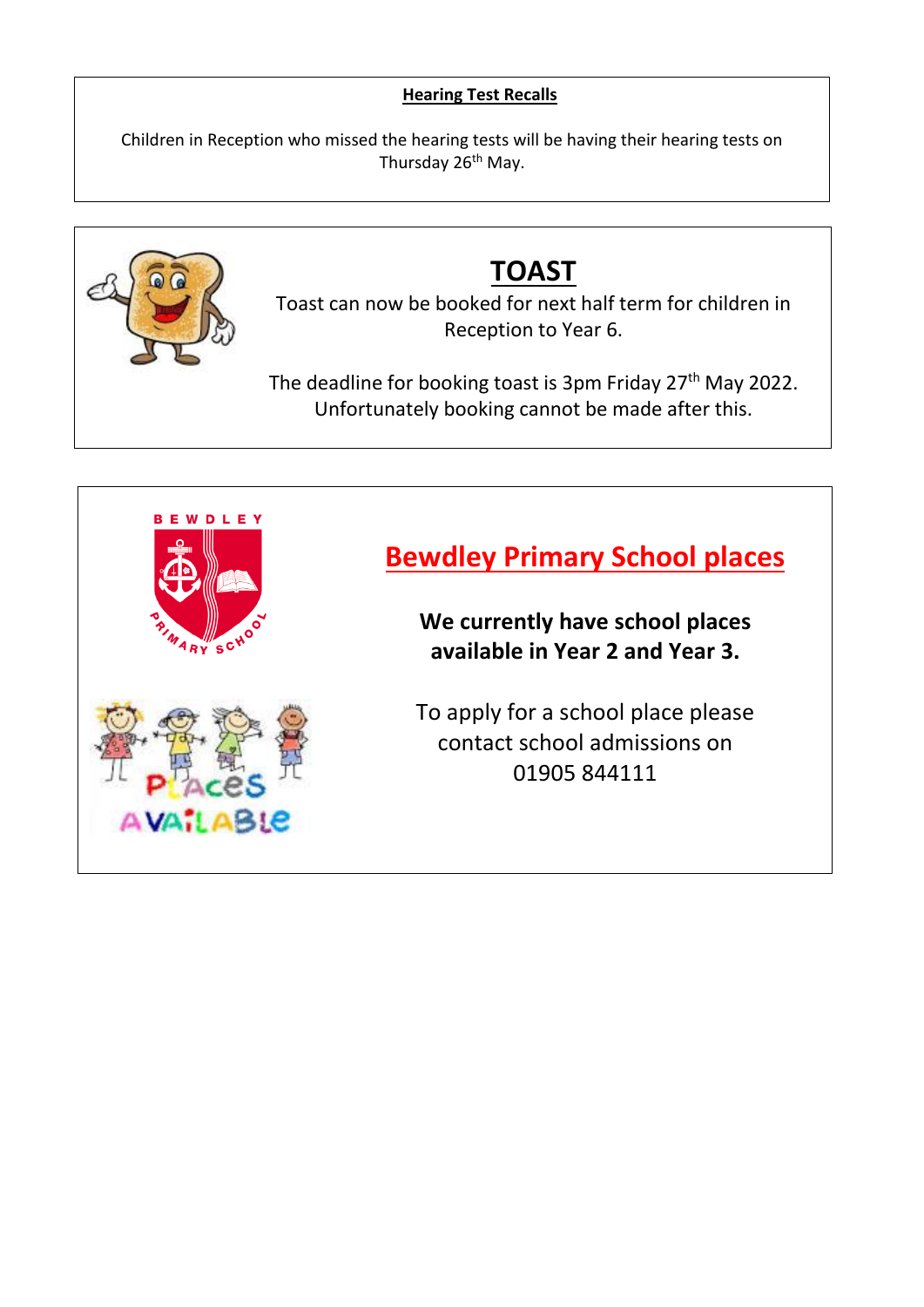**Hearing Test Recalls**

Children in Reception who missed the hearing tests will be having their hearing tests on Thursday 26th May.

## TOAST

Toast can now be booked for next half term for children in Reception to Year 6.

The deadline for booking toast is 3pm Friday 27th May 2022. Unfortunately booking cannot be made after this.

## Bewdley Primary School places

**We currently have school places available in Year 2 and Year 3.**

To apply for a school place please contact school admissions on 01905 844111